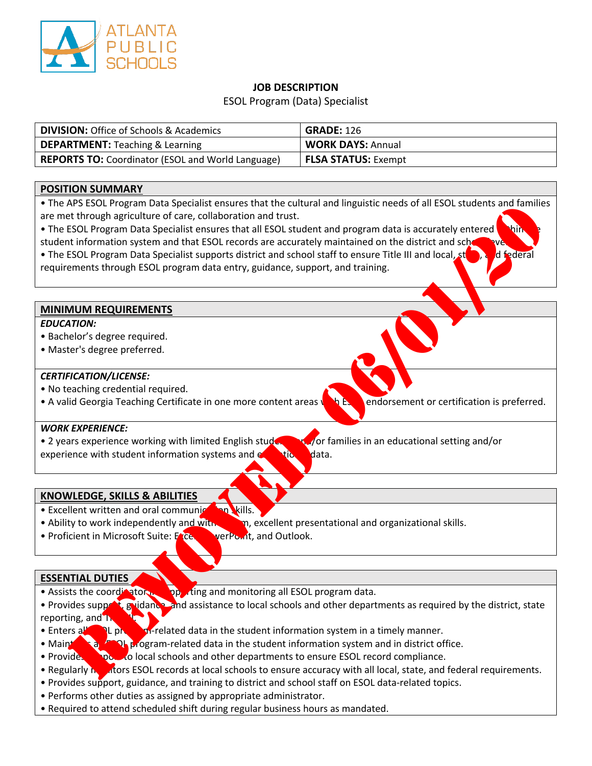ATLANTA PUBLIC SCHOOLS

# JOB DESCRIPTION

ESOL Program (Data) Specialist

| | |
|---|---|
| **DIVISION:** Office of Schools & Academics | **GRADE:** 126 |
| **DEPARTMENT:** Teaching & Learning | **WORK DAYS:** Annual |
| **REPORTS TO:** Coordinator (ESOL and World Language) | **FLSA STATUS:** Exempt |

REMOVED- 06/01/20

## POSITION SUMMARY

- The APS ESOL Program Data Specialist ensures that the cultural and linguistic needs of all ESOL students and families are met through agriculture of care, collaboration and trust.
- The ESOL Program Data Specialist ensures that all ESOL student and program data is accurately entered within the student information system and that ESOL records are accurately maintained on the district and school level.
- The ESOL Program Data Specialist supports district and school staff to ensure Title III and local, state, and federal requirements through ESOL program data entry, guidance, support, and training.

## MINIMUM REQUIREMENTS

***EDUCATION:***

- Bachelor's degree required.
- Master's degree preferred.

***CERTIFICATION/LICENSE:***

- No teaching credential required.
- A valid Georgia Teaching Certificate in one more content areas with ESOL endorsement or certification is preferred.

***WORK EXPERIENCE:***

- 2 years experience working with limited English students and/or families in an educational setting and/or experience with student information systems and education data.

## KNOWLEDGE, SKILLS & ABILITIES

- Excellent written and oral communication skills.
- Ability to work independently and with a team, excellent presentational and organizational skills.
- Proficient in Microsoft Suite: Excel, PowerPoint, and Outlook.

## ESSENTIAL DUTIES

- Assists the coordinator in supporting and monitoring all ESOL program data.
- Provides support, guidance, and assistance to local schools and other departments as required by the district, state reporting, and Title III.
- Enters all ESOL program-related data in the student information system in a timely manner.
- Maintains all ESOL program-related data in the student information system and in district office.
- Provides support to local schools and other departments to ensure ESOL record compliance.
- Regularly monitors ESOL records at local schools to ensure accuracy with all local, state, and federal requirements.
- Provides support, guidance, and training to district and school staff on ESOL data-related topics.
- Performs other duties as assigned by appropriate administrator.
- Required to attend scheduled shift during regular business hours as mandated.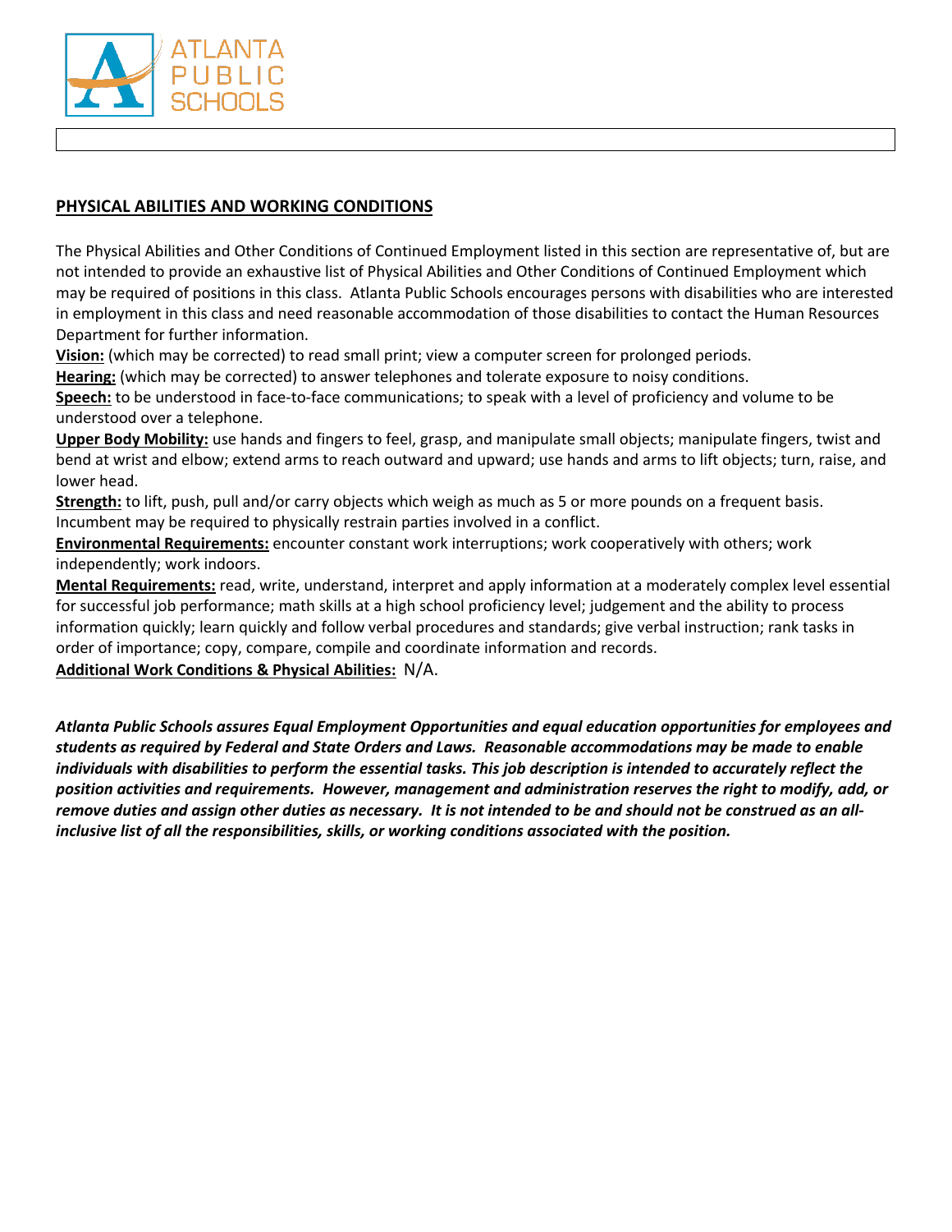## PHYSICAL ABILITIES AND WORKING CONDITIONS

The Physical Abilities and Other Conditions of Continued Employment listed in this section are representative of, but are not intended to provide an exhaustive list of Physical Abilities and Other Conditions of Continued Employment which may be required of positions in this class. Atlanta Public Schools encourages persons with disabilities who are interested in employment in this class and need reasonable accommodation of those disabilities to contact the Human Resources Department for further information.

**Vision:** (which may be corrected) to read small print; view a computer screen for prolonged periods.

**Hearing:** (which may be corrected) to answer telephones and tolerate exposure to noisy conditions.

**Speech:** to be understood in face-to-face communications; to speak with a level of proficiency and volume to be understood over a telephone.

**Upper Body Mobility:** use hands and fingers to feel, grasp, and manipulate small objects; manipulate fingers, twist and bend at wrist and elbow; extend arms to reach outward and upward; use hands and arms to lift objects; turn, raise, and lower head.

**Strength:** to lift, push, pull and/or carry objects which weigh as much as 5 or more pounds on a frequent basis. Incumbent may be required to physically restrain parties involved in a conflict.

**Environmental Requirements:** encounter constant work interruptions; work cooperatively with others; work independently; work indoors.

**Mental Requirements:** read, write, understand, interpret and apply information at a moderately complex level essential for successful job performance; math skills at a high school proficiency level; judgement and the ability to process information quickly; learn quickly and follow verbal procedures and standards; give verbal instruction; rank tasks in order of importance; copy, compare, compile and coordinate information and records.

**Additional Work Conditions & Physical Abilities:** N/A.

***Atlanta Public Schools assures Equal Employment Opportunities and equal education opportunities for employees and students as required by Federal and State Orders and Laws. Reasonable accommodations may be made to enable individuals with disabilities to perform the essential tasks. This job description is intended to accurately reflect the position activities and requirements. However, management and administration reserves the right to modify, add, or remove duties and assign other duties as necessary. It is not intended to be and should not be construed as an all-inclusive list of all the responsibilities, skills, or working conditions associated with the position.***